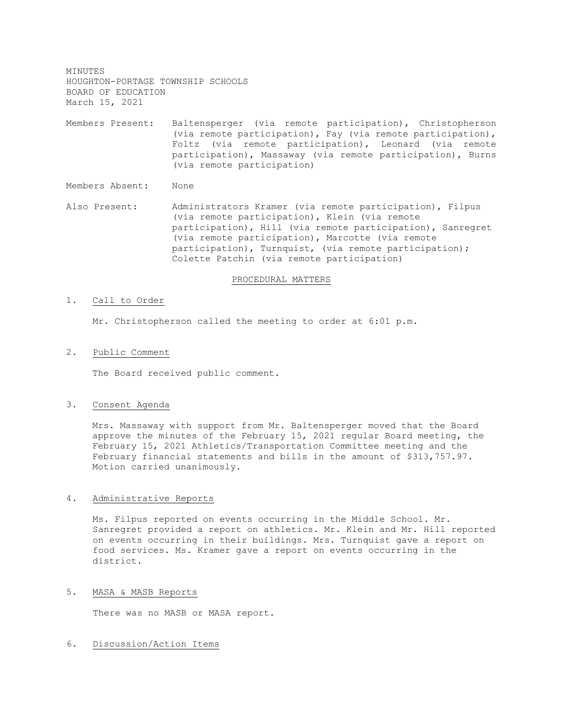MINUTES
HOUGHTON-PORTAGE TOWNSHIP SCHOOLS
BOARD OF EDUCATION
March 15, 2021

Members Present: Baltensperger (via remote participation), Christopherson (via remote participation), Fay (via remote participation), Foltz (via remote participation), Leonard (via remote participation), Massaway (via remote participation), Burns (via remote participation)

Members Absent: None

Also Present: Administrators Kramer (via remote participation), Filpus (via remote participation), Klein (via remote participation), Hill (via remote participation), Sanregret (via remote participation), Marcotte (via remote participation), Turnquist, (via remote participation); Colette Patchin (via remote participation)

## PROCEDURAL MATTERS

1. Call to Order

   Mr. Christopherson called the meeting to order at 6:01 p.m.

2. Public Comment

   The Board received public comment.

3. Consent Agenda

   Mrs. Massaway with support from Mr. Baltensperger moved that the Board approve the minutes of the February 15, 2021 regular Board meeting, the February 15, 2021 Athletics/Transportation Committee meeting and the February financial statements and bills in the amount of $313,757.97. Motion carried unanimously.

4. Administrative Reports

   Ms. Filpus reported on events occurring in the Middle School. Mr. Sanregret provided a report on athletics. Mr. Klein and Mr. Hill reported on events occurring in their buildings. Mrs. Turnquist gave a report on food services. Ms. Kramer gave a report on events occurring in the district.

5. MASA & MASB Reports

   There was no MASB or MASA report.

6. Discussion/Action Items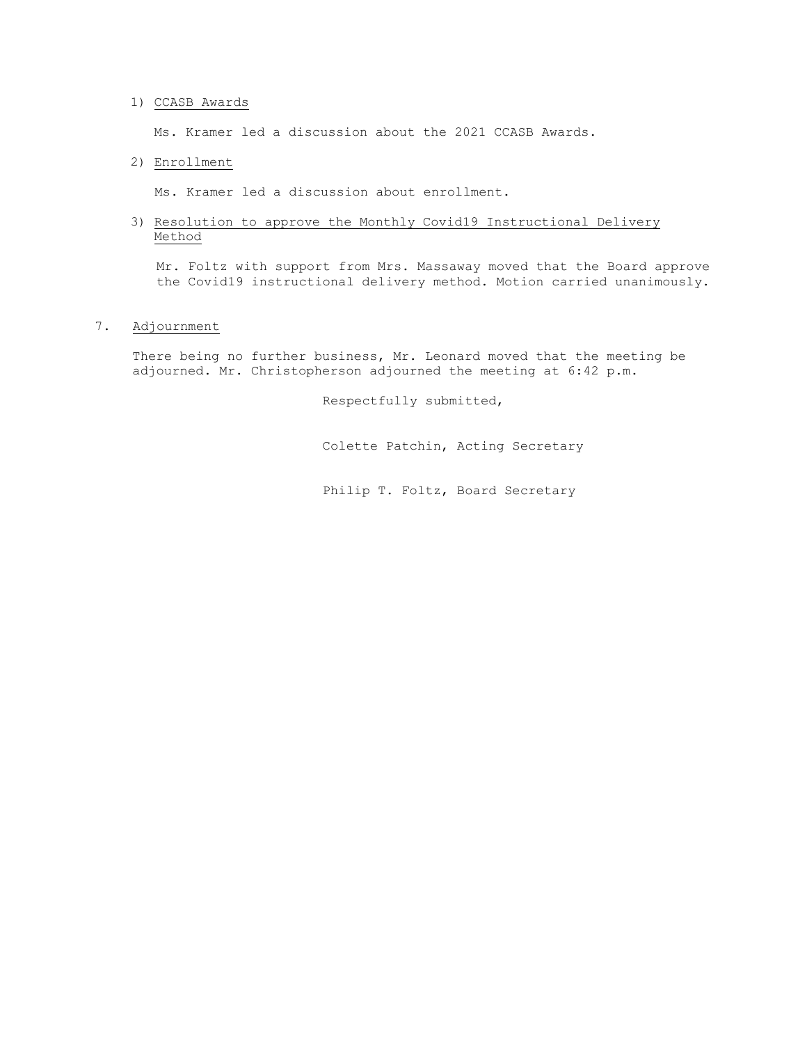1) <u>CCASB Awards</u>

   Ms. Kramer led a discussion about the 2021 CCASB Awards.

2) <u>Enrollment</u>

   Ms. Kramer led a discussion about enrollment.

3) <u>Resolution to approve the Monthly Covid19 Instructional Delivery Method</u>

   Mr. Foltz with support from Mrs. Massaway moved that the Board approve the Covid19 instructional delivery method. Motion carried unanimously.

7. <u>Adjournment</u>

   There being no further business, Mr. Leonard moved that the meeting be adjourned. Mr. Christopherson adjourned the meeting at 6:42 p.m.

Respectfully submitted,

Colette Patchin, Acting Secretary

Philip T. Foltz, Board Secretary